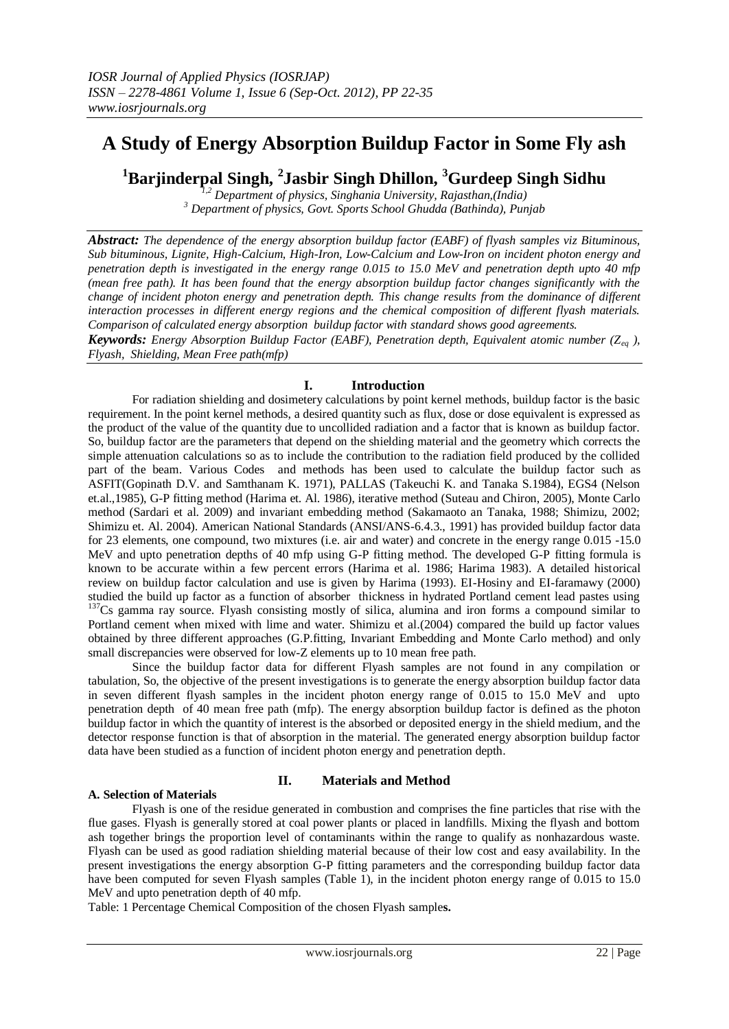# A Study of Energy Absorption Buildup Factor in Some Fly ash

**[1]Barjinderpal Singh, [2]Jasbir Singh Dhillon, [3]Gurdeep Singh Sidhu**

*[1,2] Department of physics, Singhania University, Rajasthan,(India)*
*[3] Department of physics, Govt. Sports School Ghudda (Bathinda), Punjab*

***Abstract:*** *The dependence of the energy absorption buildup factor (EABF) of flyash samples viz Bituminous, Sub bituminous, Lignite, High-Calcium, High-Iron, Low-Calcium and Low-Iron on incident photon energy and penetration depth is investigated in the energy range 0.015 to 15.0 MeV and penetration depth upto 40 mfp (mean free path). It has been found that the energy absorption buildup factor changes significantly with the change of incident photon energy and penetration depth. This change results from the dominance of different interaction processes in different energy regions and the chemical composition of different flyash materials. Comparison of calculated energy absorption buildup factor with standard shows good agreements.*

***Keywords:*** *Energy Absorption Buildup Factor (EABF), Penetration depth, Equivalent atomic number ($Z_{eq}$), Flyash, Shielding, Mean Free path(mfp)*

## I. Introduction

For radiation shielding and dosimetery calculations by point kernel methods, buildup factor is the basic requirement. In the point kernel methods, a desired quantity such as flux, dose or dose equivalent is expressed as the product of the value of the quantity due to uncollided radiation and a factor that is known as buildup factor. So, buildup factor are the parameters that depend on the shielding material and the geometry which corrects the simple attenuation calculations so as to include the contribution to the radiation field produced by the collided part of the beam. Various Codes and methods has been used to calculate the buildup factor such as ASFIT(Gopinath D.V. and Samthanam K. 1971), PALLAS (Takeuchi K. and Tanaka S.1984), EGS4 (Nelson et.al.,1985), G-P fitting method (Harima et. Al. 1986), iterative method (Suteau and Chiron, 2005), Monte Carlo method (Sardari et al. 2009) and invariant embedding method (Sakamaoto an Tanaka, 1988; Shimizu, 2002; Shimizu et. Al. 2004). American National Standards (ANSI/ANS-6.4.3., 1991) has provided buildup factor data for 23 elements, one compound, two mixtures (i.e. air and water) and concrete in the energy range 0.015 -15.0 MeV and upto penetration depths of 40 mfp using G-P fitting method. The developed G-P fitting formula is known to be accurate within a few percent errors (Harima et al. 1986; Harima 1983). A detailed historical review on buildup factor calculation and use is given by Harima (1993). EI-Hosiny and EI-faramawy (2000) studied the build up factor as a function of absorber thickness in hydrated Portland cement lead pastes using $^{137}Cs$ gamma ray source. Flyash consisting mostly of silica, alumina and iron forms a compound similar to Portland cement when mixed with lime and water. Shimizu et al.(2004) compared the build up factor values obtained by three different approaches (G.P.fitting, Invariant Embedding and Monte Carlo method) and only small discrepancies were observed for low-Z elements up to 10 mean free path.

Since the buildup factor data for different Flyash samples are not found in any compilation or tabulation, So, the objective of the present investigations is to generate the energy absorption buildup factor data in seven different flyash samples in the incident photon energy range of 0.015 to 15.0 MeV and upto penetration depth of 40 mean free path (mfp). The energy absorption buildup factor is defined as the photon buildup factor in which the quantity of interest is the absorbed or deposited energy in the shield medium, and the detector response function is that of absorption in the material. The generated energy absorption buildup factor data have been studied as a function of incident photon energy and penetration depth.

## II. Materials and Method

### A. Selection of Materials

Flyash is one of the residue generated in combustion and comprises the fine particles that rise with the flue gases. Flyash is generally stored at coal power plants or placed in landfills. Mixing the flyash and bottom ash together brings the proportion level of contaminants within the range to qualify as nonhazardous waste. Flyash can be used as good radiation shielding material because of their low cost and easy availability. In the present investigations the energy absorption G-P fitting parameters and the corresponding buildup factor data have been computed for seven Flyash samples (Table 1), in the incident photon energy range of 0.015 to 15.0 MeV and upto penetration depth of 40 mfp.

Table: 1 Percentage Chemical Composition of the chosen Flyash sample**s.**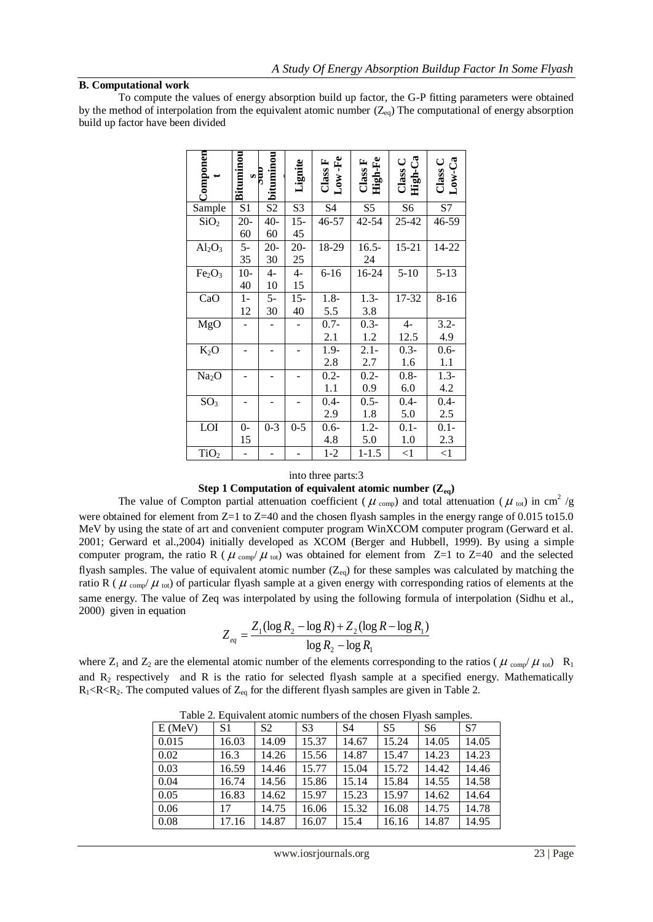**B. Computational work**

To compute the values of energy absorption build up factor, the G-P fitting parameters were obtained by the method of interpolation from the equivalent atomic number ($Z_{eq}$) The computational of energy absorption build up factor have been divided

| Component | Bituminous | Sub bituminous | Lignite | Class F Low-Fe | Class F High-Fe | Class C High-Ca | Class C Low-Ca |
|---|---|---|---|---|---|---|---|
| Sample | S1 | S2 | S3 | S4 | S5 | S6 | S7 |
| $SiO_2$ | 20-60 | 40-60 | 15-45 | 46-57 | 42-54 | 25-42 | 46-59 |
| $Al_2O_3$ | 5-35 | 20-30 | 20-25 | 18-29 | 16.5-24 | 15-21 | 14-22 |
| $Fe_2O_3$ | 10-40 | 4-10 | 4-15 | 6-16 | 16-24 | 5-10 | 5-13 |
| CaO | 1-12 | 5-30 | 15-40 | 1.8-5.5 | 1.3-3.8 | 17-32 | 8-16 |
| MgO | - | - | - | 0.7-2.1 | 0.3-1.2 | 4-12.5 | 3.2-4.9 |
| $K_2O$ | - | - | - | 1.9-2.8 | 2.1-2.7 | 0.3-1.6 | 0.6-1.1 |
| $Na_2O$ | - | - | - | 0.2-1.1 | 0.2-0.9 | 0.8-6.0 | 1.3-4.2 |
| $SO_3$ | - | - | - | 0.4-2.9 | 0.5-1.8 | 0.4-5.0 | 0.4-2.5 |
| LOI | 0-15 | 0-3 | 0-5 | 0.6-4.8 | 1.2-5.0 | 0.1-1.0 | 0.1-2.3 |
| $TiO_2$ | - | - | - | 1-2 | 1-1.5 | <1 | <1 |

into three parts:3

**Step 1 Computation of equivalent atomic number ($Z_{eq}$)**

The value of Compton partial attenuation coefficient ($\mu_{comp}$) and total attenuation ($\mu_{tot}$) in $cm^2$ /g were obtained for element from Z=1 to Z=40 and the chosen flyash samples in the energy range of 0.015 to15.0 MeV by using the state of art and convenient computer program WinXCOM computer program (Gerward et al. 2001; Gerward et al.,2004) initially developed as XCOM (Berger and Hubbell, 1999). By using a simple computer program, the ratio R ($\mu_{comp}/\mu_{tot}$) was obtained for element from Z=1 to Z=40 and the selected flyash samples. The value of equivalent atomic number ($Z_{eq}$) for these samples was calculated by matching the ratio R ($\mu_{comp}/\mu_{tot}$) of particular flyash sample at a given energy with corresponding ratios of elements at the same energy. The value of Zeq was interpolated by using the following formula of interpolation (Sidhu et al., 2000) given in equation

$$Z_{eq} = \frac{Z_1(\log R_2 - \log R) + Z_2(\log R - \log R_1)}{\log R_2 - \log R_1}$$

where $Z_1$ and $Z_2$ are the elemental atomic number of the elements corresponding to the ratios ($\mu_{comp}/\mu_{tot}$) $R_1$ and $R_2$ respectively and R is the ratio for selected flyash sample at a specified energy. Mathematically $R_1<R<R_2$. The computed values of $Z_{eq}$ for the different flyash samples are given in Table 2.

Table 2. Equivalent atomic numbers of the chosen Flyash samples.

| E (MeV) | S1 | S2 | S3 | S4 | S5 | S6 | S7 |
|---|---|---|---|---|---|---|---|
| 0.015 | 16.03 | 14.09 | 15.37 | 14.67 | 15.24 | 14.05 | 14.05 |
| 0.02 | 16.3 | 14.26 | 15.56 | 14.87 | 15.47 | 14.23 | 14.23 |
| 0.03 | 16.59 | 14.46 | 15.77 | 15.04 | 15.72 | 14.42 | 14.46 |
| 0.04 | 16.74 | 14.56 | 15.86 | 15.14 | 15.84 | 14.55 | 14.58 |
| 0.05 | 16.83 | 14.62 | 15.97 | 15.23 | 15.97 | 14.62 | 14.64 |
| 0.06 | 17 | 14.75 | 16.06 | 15.32 | 16.08 | 14.75 | 14.78 |
| 0.08 | 17.16 | 14.87 | 16.07 | 15.4 | 16.16 | 14.87 | 14.95 |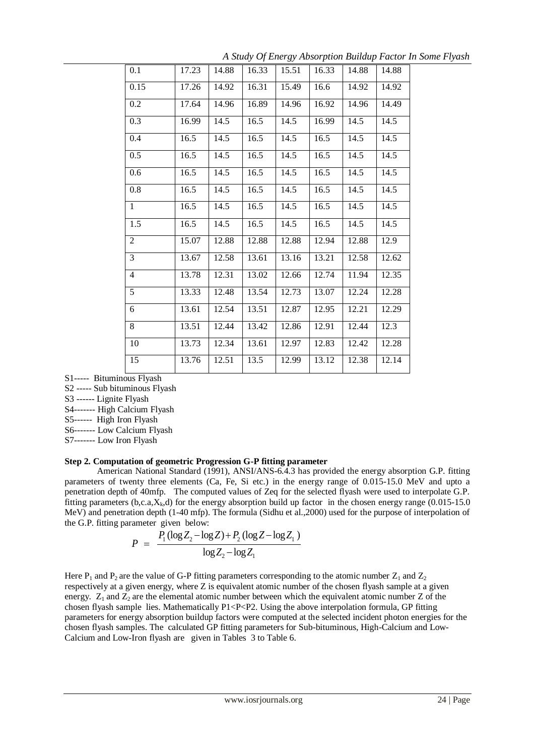| 0.1 | 17.23 | 14.88 | 16.33 | 15.51 | 16.33 | 14.88 | 14.88 |
|---|---|---|---|---|---|---|---|
| 0.15 | 17.26 | 14.92 | 16.31 | 15.49 | 16.6 | 14.92 | 14.92 |
| 0.2 | 17.64 | 14.96 | 16.89 | 14.96 | 16.92 | 14.96 | 14.49 |
| 0.3 | 16.99 | 14.5 | 16.5 | 14.5 | 16.99 | 14.5 | 14.5 |
| 0.4 | 16.5 | 14.5 | 16.5 | 14.5 | 16.5 | 14.5 | 14.5 |
| 0.5 | 16.5 | 14.5 | 16.5 | 14.5 | 16.5 | 14.5 | 14.5 |
| 0.6 | 16.5 | 14.5 | 16.5 | 14.5 | 16.5 | 14.5 | 14.5 |
| 0.8 | 16.5 | 14.5 | 16.5 | 14.5 | 16.5 | 14.5 | 14.5 |
| 1 | 16.5 | 14.5 | 16.5 | 14.5 | 16.5 | 14.5 | 14.5 |
| 1.5 | 16.5 | 14.5 | 16.5 | 14.5 | 16.5 | 14.5 | 14.5 |
| 2 | 15.07 | 12.88 | 12.88 | 12.88 | 12.94 | 12.88 | 12.9 |
| 3 | 13.67 | 12.58 | 13.61 | 13.16 | 13.21 | 12.58 | 12.62 |
| 4 | 13.78 | 12.31 | 13.02 | 12.66 | 12.74 | 11.94 | 12.35 |
| 5 | 13.33 | 12.48 | 13.54 | 12.73 | 13.07 | 12.24 | 12.28 |
| 6 | 13.61 | 12.54 | 13.51 | 12.87 | 12.95 | 12.21 | 12.29 |
| 8 | 13.51 | 12.44 | 13.42 | 12.86 | 12.91 | 12.44 | 12.3 |
| 10 | 13.73 | 12.34 | 13.61 | 12.97 | 12.83 | 12.42 | 12.28 |
| 15 | 13.76 | 12.51 | 13.5 | 12.99 | 13.12 | 12.38 | 12.14 |

S1----- Bituminous Flyash
S2 ----- Sub bituminous Flyash
S3 ------ Lignite Flyash
S4------- High Calcium Flyash
S5------ High Iron Flyash
S6------- Low Calcium Flyash
S7------- Low Iron Flyash

**Step 2. Computation of geometric Progression G-P fitting parameter**

American National Standard (1991), ANSI/ANS-6.4.3 has provided the energy absorption G.P. fitting parameters of twenty three elements (Ca, Fe, Si etc.) in the energy range of 0.015-15.0 MeV and upto a penetration depth of 40mfp. The computed values of Zeq for the selected flyash were used to interpolate G.P. fitting parameters (b,c.a,$X_k$,d) for the energy absorption build up factor in the chosen energy range (0.015-15.0 MeV) and penetration depth (1-40 mfp). The formula (Sidhu et al.,2000) used for the purpose of interpolation of the G.P. fitting parameter given below:

$$P = \frac{P_1(\log Z_2 - \log Z) + P_2(\log Z - \log Z_1)}{\log Z_2 - \log Z_1}$$

Here $P_1$ and $P_2$ are the value of G-P fitting parameters corresponding to the atomic number $Z_1$ and $Z_2$ respectively at a given energy, where Z is equivalent atomic number of the chosen flyash sample at a given energy. $Z_1$ and $Z_2$ are the elemental atomic number between which the equivalent atomic number Z of the chosen flyash sample lies. Mathematically $P1<P<P2$. Using the above interpolation formula, GP fitting parameters for energy absorption buildup factors were computed at the selected incident photon energies for the chosen flyash samples. The calculated GP fitting parameters for Sub-bituminous, High-Calcium and Low-Calcium and Low-Iron flyash are given in Tables 3 to Table 6.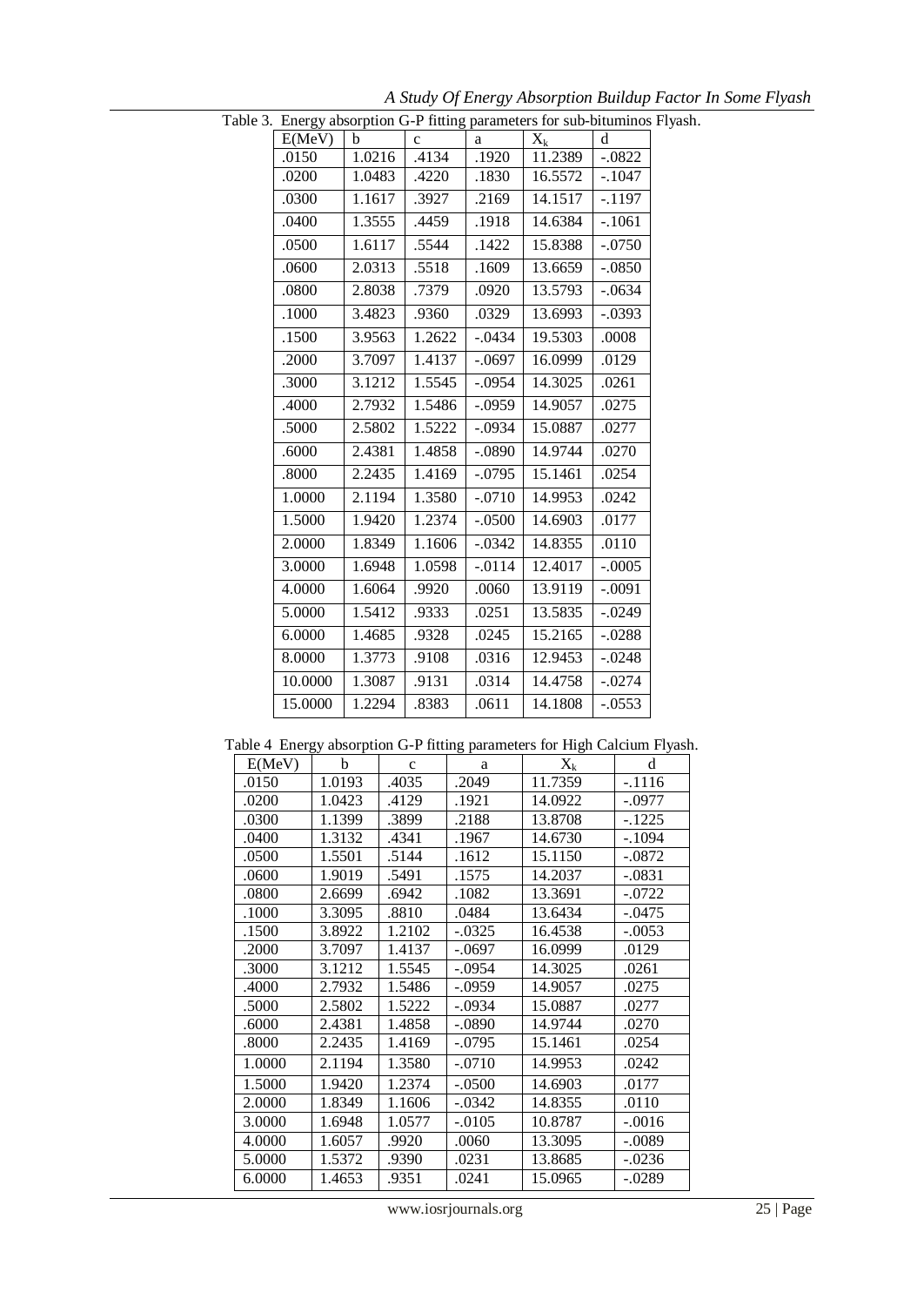Table 3. Energy absorption G-P fitting parameters for sub-bituminos Flyash.

| E(MeV) | b | c | a | $X_k$ | d |
|---|---|---|---|---|---|
| .0150 | 1.0216 | .4134 | .1920 | 11.2389 | -.0822 |
| .0200 | 1.0483 | .4220 | .1830 | 16.5572 | -.1047 |
| .0300 | 1.1617 | .3927 | .2169 | 14.1517 | -.1197 |
| .0400 | 1.3555 | .4459 | .1918 | 14.6384 | -.1061 |
| .0500 | 1.6117 | .5544 | .1422 | 15.8388 | -.0750 |
| .0600 | 2.0313 | .5518 | .1609 | 13.6659 | -.0850 |
| .0800 | 2.8038 | .7379 | .0920 | 13.5793 | -.0634 |
| .1000 | 3.4823 | .9360 | .0329 | 13.6993 | -.0393 |
| .1500 | 3.9563 | 1.2622 | -.0434 | 19.5303 | .0008 |
| .2000 | 3.7097 | 1.4137 | -.0697 | 16.0999 | .0129 |
| .3000 | 3.1212 | 1.5545 | -.0954 | 14.3025 | .0261 |
| .4000 | 2.7932 | 1.5486 | -.0959 | 14.9057 | .0275 |
| .5000 | 2.5802 | 1.5222 | -.0934 | 15.0887 | .0277 |
| .6000 | 2.4381 | 1.4858 | -.0890 | 14.9744 | .0270 |
| .8000 | 2.2435 | 1.4169 | -.0795 | 15.1461 | .0254 |
| 1.0000 | 2.1194 | 1.3580 | -.0710 | 14.9953 | .0242 |
| 1.5000 | 1.9420 | 1.2374 | -.0500 | 14.6903 | .0177 |
| 2.0000 | 1.8349 | 1.1606 | -.0342 | 14.8355 | .0110 |
| 3.0000 | 1.6948 | 1.0598 | -.0114 | 12.4017 | -.0005 |
| 4.0000 | 1.6064 | .9920 | .0060 | 13.9119 | -.0091 |
| 5.0000 | 1.5412 | .9333 | .0251 | 13.5835 | -.0249 |
| 6.0000 | 1.4685 | .9328 | .0245 | 15.2165 | -.0288 |
| 8.0000 | 1.3773 | .9108 | .0316 | 12.9453 | -.0248 |
| 10.0000 | 1.3087 | .9131 | .0314 | 14.4758 | -.0274 |
| 15.0000 | 1.2294 | .8383 | .0611 | 14.1808 | -.0553 |

Table 4 Energy absorption G-P fitting parameters for High Calcium Flyash.

| E(MeV) | b | c | a | $X_k$ | d |
|---|---|---|---|---|---|
| .0150 | 1.0193 | .4035 | .2049 | 11.7359 | -.1116 |
| .0200 | 1.0423 | .4129 | .1921 | 14.0922 | -.0977 |
| .0300 | 1.1399 | .3899 | .2188 | 13.8708 | -.1225 |
| .0400 | 1.3132 | .4341 | .1967 | 14.6730 | -.1094 |
| .0500 | 1.5501 | .5144 | .1612 | 15.1150 | -.0872 |
| .0600 | 1.9019 | .5491 | .1575 | 14.2037 | -.0831 |
| .0800 | 2.6699 | .6942 | .1082 | 13.3691 | -.0722 |
| .1000 | 3.3095 | .8810 | .0484 | 13.6434 | -.0475 |
| .1500 | 3.8922 | 1.2102 | -.0325 | 16.4538 | -.0053 |
| .2000 | 3.7097 | 1.4137 | -.0697 | 16.0999 | .0129 |
| .3000 | 3.1212 | 1.5545 | -.0954 | 14.3025 | .0261 |
| .4000 | 2.7932 | 1.5486 | -.0959 | 14.9057 | .0275 |
| .5000 | 2.5802 | 1.5222 | -.0934 | 15.0887 | .0277 |
| .6000 | 2.4381 | 1.4858 | -.0890 | 14.9744 | .0270 |
| .8000 | 2.2435 | 1.4169 | -.0795 | 15.1461 | .0254 |
| 1.0000 | 2.1194 | 1.3580 | -.0710 | 14.9953 | .0242 |
| 1.5000 | 1.9420 | 1.2374 | -.0500 | 14.6903 | .0177 |
| 2.0000 | 1.8349 | 1.1606 | -.0342 | 14.8355 | .0110 |
| 3.0000 | 1.6948 | 1.0577 | -.0105 | 10.8787 | -.0016 |
| 4.0000 | 1.6057 | .9920 | .0060 | 13.3095 | -.0089 |
| 5.0000 | 1.5372 | .9390 | .0231 | 13.8685 | -.0236 |
| 6.0000 | 1.4653 | .9351 | .0241 | 15.0965 | -.0289 |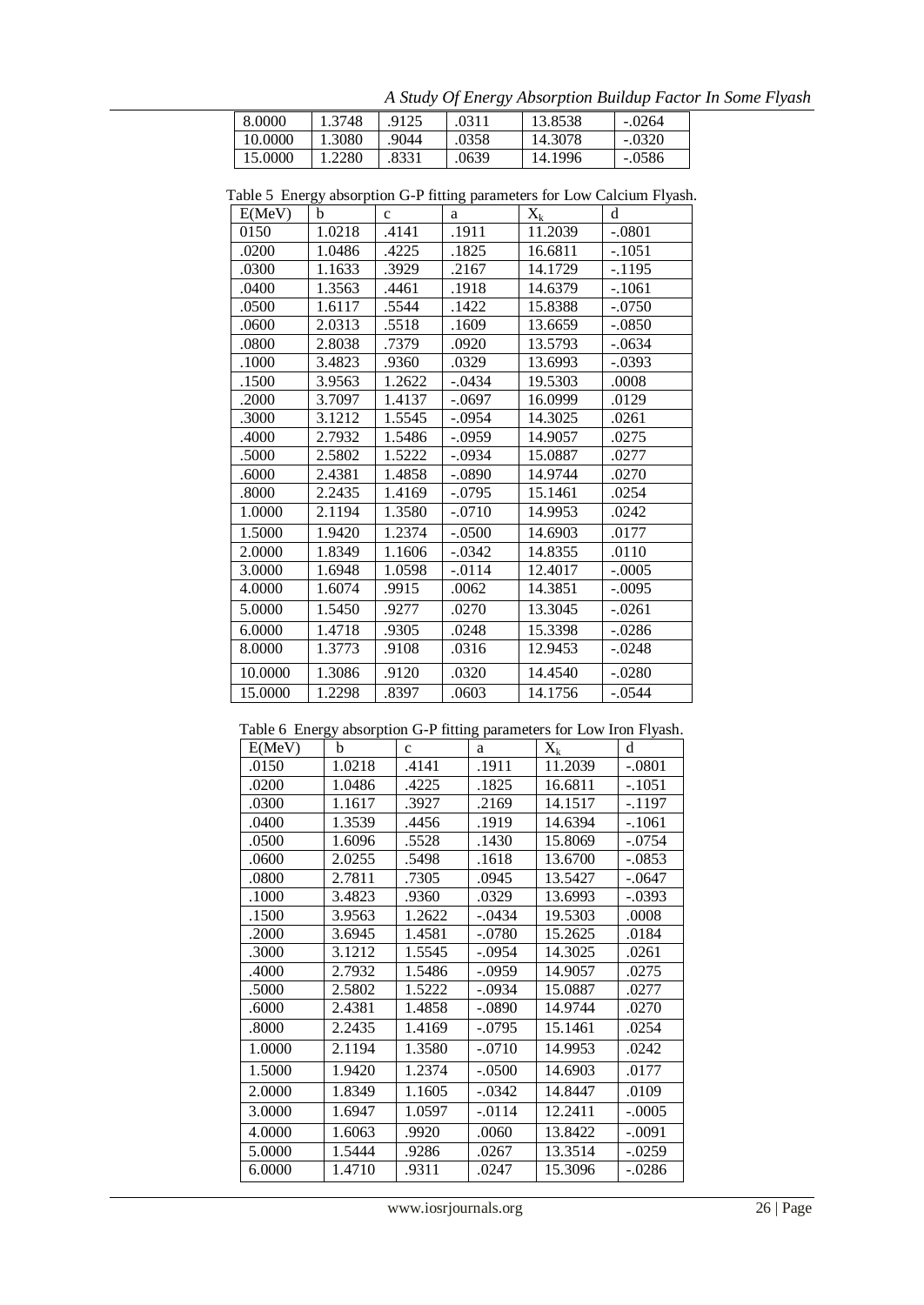| 8.0000 | 1.3748 | .9125 | .0311 | 13.8538 | -.0264 |
|---|---|---|---|---|---|
| 10.0000 | 1.3080 | .9044 | .0358 | 14.3078 | -.0320 |
| 15.0000 | 1.2280 | .8331 | .0639 | 14.1996 | -.0586 |

Table 5 Energy absorption G-P fitting parameters for Low Calcium Flyash.

| E(MeV) | b | c | a | $X_k$ | d |
|---|---|---|---|---|---|
| 0150 | 1.0218 | .4141 | .1911 | 11.2039 | -.0801 |
| .0200 | 1.0486 | .4225 | .1825 | 16.6811 | -.1051 |
| .0300 | 1.1633 | .3929 | .2167 | 14.1729 | -.1195 |
| .0400 | 1.3563 | .4461 | .1918 | 14.6379 | -.1061 |
| .0500 | 1.6117 | .5544 | .1422 | 15.8388 | -.0750 |
| .0600 | 2.0313 | .5518 | .1609 | 13.6659 | -.0850 |
| .0800 | 2.8038 | .7379 | .0920 | 13.5793 | -.0634 |
| .1000 | 3.4823 | .9360 | .0329 | 13.6993 | -.0393 |
| .1500 | 3.9563 | 1.2622 | -.0434 | 19.5303 | .0008 |
| .2000 | 3.7097 | 1.4137 | -.0697 | 16.0999 | .0129 |
| .3000 | 3.1212 | 1.5545 | -.0954 | 14.3025 | .0261 |
| .4000 | 2.7932 | 1.5486 | -.0959 | 14.9057 | .0275 |
| .5000 | 2.5802 | 1.5222 | -.0934 | 15.0887 | .0277 |
| .6000 | 2.4381 | 1.4858 | -.0890 | 14.9744 | .0270 |
| .8000 | 2.2435 | 1.4169 | -.0795 | 15.1461 | .0254 |
| 1.0000 | 2.1194 | 1.3580 | -.0710 | 14.9953 | .0242 |
| 1.5000 | 1.9420 | 1.2374 | -.0500 | 14.6903 | .0177 |
| 2.0000 | 1.8349 | 1.1606 | -.0342 | 14.8355 | .0110 |
| 3.0000 | 1.6948 | 1.0598 | -.0114 | 12.4017 | -.0005 |
| 4.0000 | 1.6074 | .9915 | .0062 | 14.3851 | -.0095 |
| 5.0000 | 1.5450 | .9277 | .0270 | 13.3045 | -.0261 |
| 6.0000 | 1.4718 | .9305 | .0248 | 15.3398 | -.0286 |
| 8.0000 | 1.3773 | .9108 | .0316 | 12.9453 | -.0248 |
| 10.0000 | 1.3086 | .9120 | .0320 | 14.4540 | -.0280 |
| 15.0000 | 1.2298 | .8397 | .0603 | 14.1756 | -.0544 |

Table 6 Energy absorption G-P fitting parameters for Low Iron Flyash.

| E(MeV) | b | c | a | $X_k$ | d |
|---|---|---|---|---|---|
| .0150 | 1.0218 | .4141 | .1911 | 11.2039 | -.0801 |
| .0200 | 1.0486 | .4225 | .1825 | 16.6811 | -.1051 |
| .0300 | 1.1617 | .3927 | .2169 | 14.1517 | -.1197 |
| .0400 | 1.3539 | .4456 | .1919 | 14.6394 | -.1061 |
| .0500 | 1.6096 | .5528 | .1430 | 15.8069 | -.0754 |
| .0600 | 2.0255 | .5498 | .1618 | 13.6700 | -.0853 |
| .0800 | 2.7811 | .7305 | .0945 | 13.5427 | -.0647 |
| .1000 | 3.4823 | .9360 | .0329 | 13.6993 | -.0393 |
| .1500 | 3.9563 | 1.2622 | -.0434 | 19.5303 | .0008 |
| .2000 | 3.6945 | 1.4581 | -.0780 | 15.2625 | .0184 |
| .3000 | 3.1212 | 1.5545 | -.0954 | 14.3025 | .0261 |
| .4000 | 2.7932 | 1.5486 | -.0959 | 14.9057 | .0275 |
| .5000 | 2.5802 | 1.5222 | -.0934 | 15.0887 | .0277 |
| .6000 | 2.4381 | 1.4858 | -.0890 | 14.9744 | .0270 |
| .8000 | 2.2435 | 1.4169 | -.0795 | 15.1461 | .0254 |
| 1.0000 | 2.1194 | 1.3580 | -.0710 | 14.9953 | .0242 |
| 1.5000 | 1.9420 | 1.2374 | -.0500 | 14.6903 | .0177 |
| 2.0000 | 1.8349 | 1.1605 | -.0342 | 14.8447 | .0109 |
| 3.0000 | 1.6947 | 1.0597 | -.0114 | 12.2411 | -.0005 |
| 4.0000 | 1.6063 | .9920 | .0060 | 13.8422 | -.0091 |
| 5.0000 | 1.5444 | .9286 | .0267 | 13.3514 | -.0259 |
| 6.0000 | 1.4710 | .9311 | .0247 | 15.3096 | -.0286 |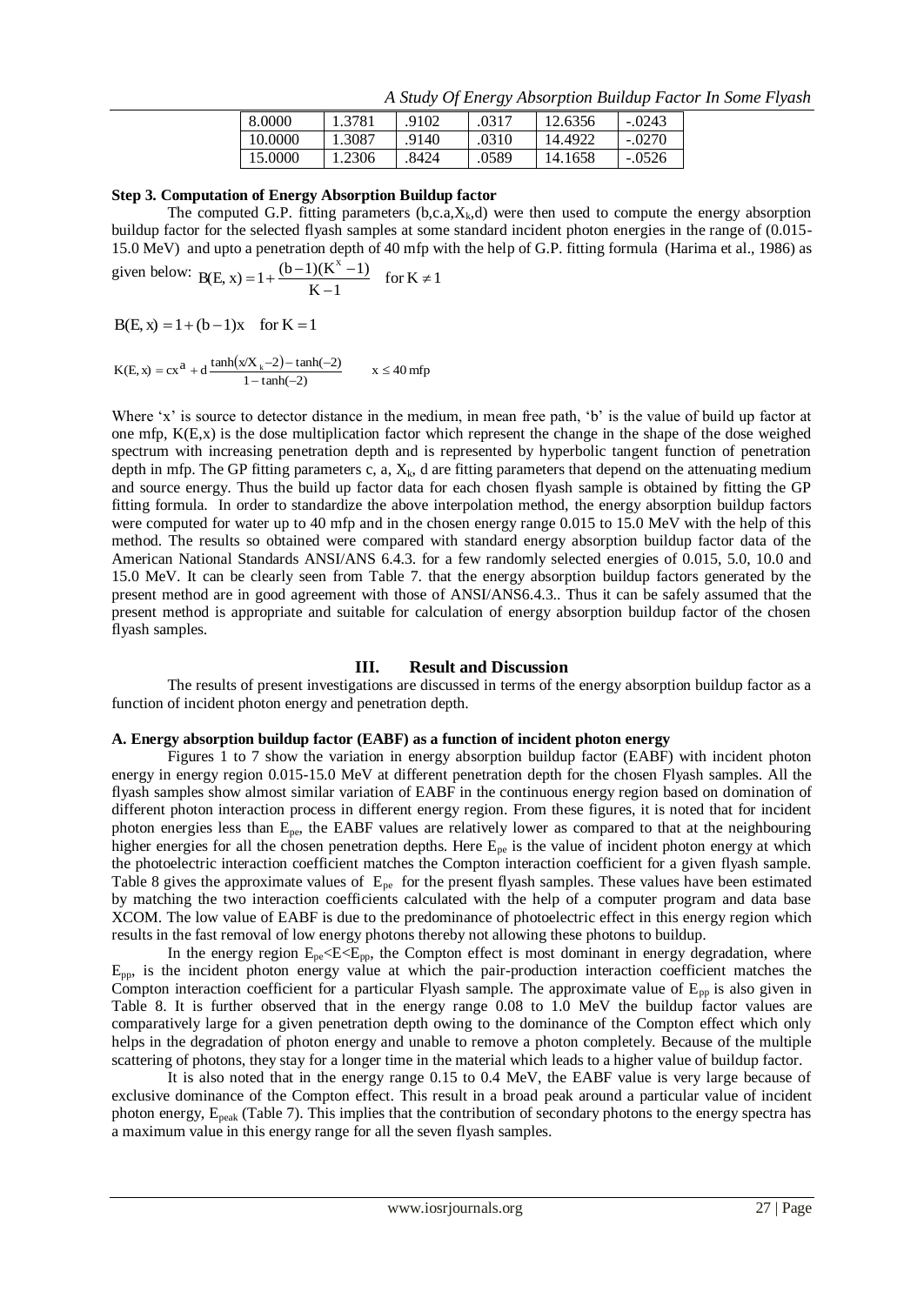| 8.0000 | 1.3781 | .9102 | .0317 | 12.6356 | -.0243 |
|---|---|---|---|---|---|
| 10.0000 | 1.3087 | .9140 | .0310 | 14.4922 | -.0270 |
| 15.0000 | 1.2306 | .8424 | .0589 | 14.1658 | -.0526 |

**Step 3. Computation of Energy Absorption Buildup factor**

The computed G.P. fitting parameters ($b, c, a, X_k, d$) were then used to compute the energy absorption buildup factor for the selected flyash samples at some standard incident photon energies in the range of (0.015-15.0 MeV) and upto a penetration depth of 40 mfp with the help of G.P. fitting formula (Harima et al., 1986) as given below:

$$B(E,x) = 1 + \frac{(b-1)(K^x - 1)}{K-1} \quad \text{for } K \neq 1$$

$$B(E,x) = 1 + (b-1)x \quad \text{for } K = 1$$

$$K(E,x) = cx^a + d\,\frac{\tanh(x/X_k - 2) - \tanh(-2)}{1 - \tanh(-2)} \qquad x \leq 40 \text{ mfp}$$

Where 'x' is source to detector distance in the medium, in mean free path, 'b' is the value of build up factor at one mfp, $K(E,x)$ is the dose multiplication factor which represent the change in the shape of the dose weighed spectrum with increasing penetration depth and is represented by hyperbolic tangent function of penetration depth in mfp. The GP fitting parameters c, a, $X_k$, d are fitting parameters that depend on the attenuating medium and source energy. Thus the build up factor data for each chosen flyash sample is obtained by fitting the GP fitting formula. In order to standardize the above interpolation method, the energy absorption buildup factors were computed for water up to 40 mfp and in the chosen energy range 0.015 to 15.0 MeV with the help of this method. The results so obtained were compared with standard energy absorption buildup factor data of the American National Standards ANSI/ANS 6.4.3. for a few randomly selected energies of 0.015, 5.0, 10.0 and 15.0 MeV. It can be clearly seen from Table 7. that the energy absorption buildup factors generated by the present method are in good agreement with those of ANSI/ANS6.4.3.. Thus it can be safely assumed that the present method is appropriate and suitable for calculation of energy absorption buildup factor of the chosen flyash samples.

## III. Result and Discussion

The results of present investigations are discussed in terms of the energy absorption buildup factor as a function of incident photon energy and penetration depth.

**A. Energy absorption buildup factor (EABF) as a function of incident photon energy**

Figures 1 to 7 show the variation in energy absorption buildup factor (EABF) with incident photon energy in energy region 0.015-15.0 MeV at different penetration depth for the chosen Flyash samples. All the flyash samples show almost similar variation of EABF in the continuous energy region based on domination of different photon interaction process in different energy region. From these figures, it is noted that for incident photon energies less than $E_{pe}$, the EABF values are relatively lower as compared to that at the neighbouring higher energies for all the chosen penetration depths. Here $E_{pe}$ is the value of incident photon energy at which the photoelectric interaction coefficient matches the Compton interaction coefficient for a given flyash sample. Table 8 gives the approximate values of $E_{pe}$ for the present flyash samples. These values have been estimated by matching the two interaction coefficients calculated with the help of a computer program and data base XCOM. The low value of EABF is due to the predominance of photoelectric effect in this energy region which results in the fast removal of low energy photons thereby not allowing these photons to buildup.

In the energy region $E_{pe}<E<E_{pp}$, the Compton effect is most dominant in energy degradation, where $E_{pp}$, is the incident photon energy value at which the pair-production interaction coefficient matches the Compton interaction coefficient for a particular Flyash sample. The approximate value of $E_{pp}$ is also given in Table 8. It is further observed that in the energy range 0.08 to 1.0 MeV the buildup factor values are comparatively large for a given penetration depth owing to the dominance of the Compton effect which only helps in the degradation of photon energy and unable to remove a photon completely. Because of the multiple scattering of photons, they stay for a longer time in the material which leads to a higher value of buildup factor.

It is also noted that in the energy range 0.15 to 0.4 MeV, the EABF value is very large because of exclusive dominance of the Compton effect. This result in a broad peak around a particular value of incident photon energy, $E_{peak}$ (Table 7). This implies that the contribution of secondary photons to the energy spectra has a maximum value in this energy range for all the seven flyash samples.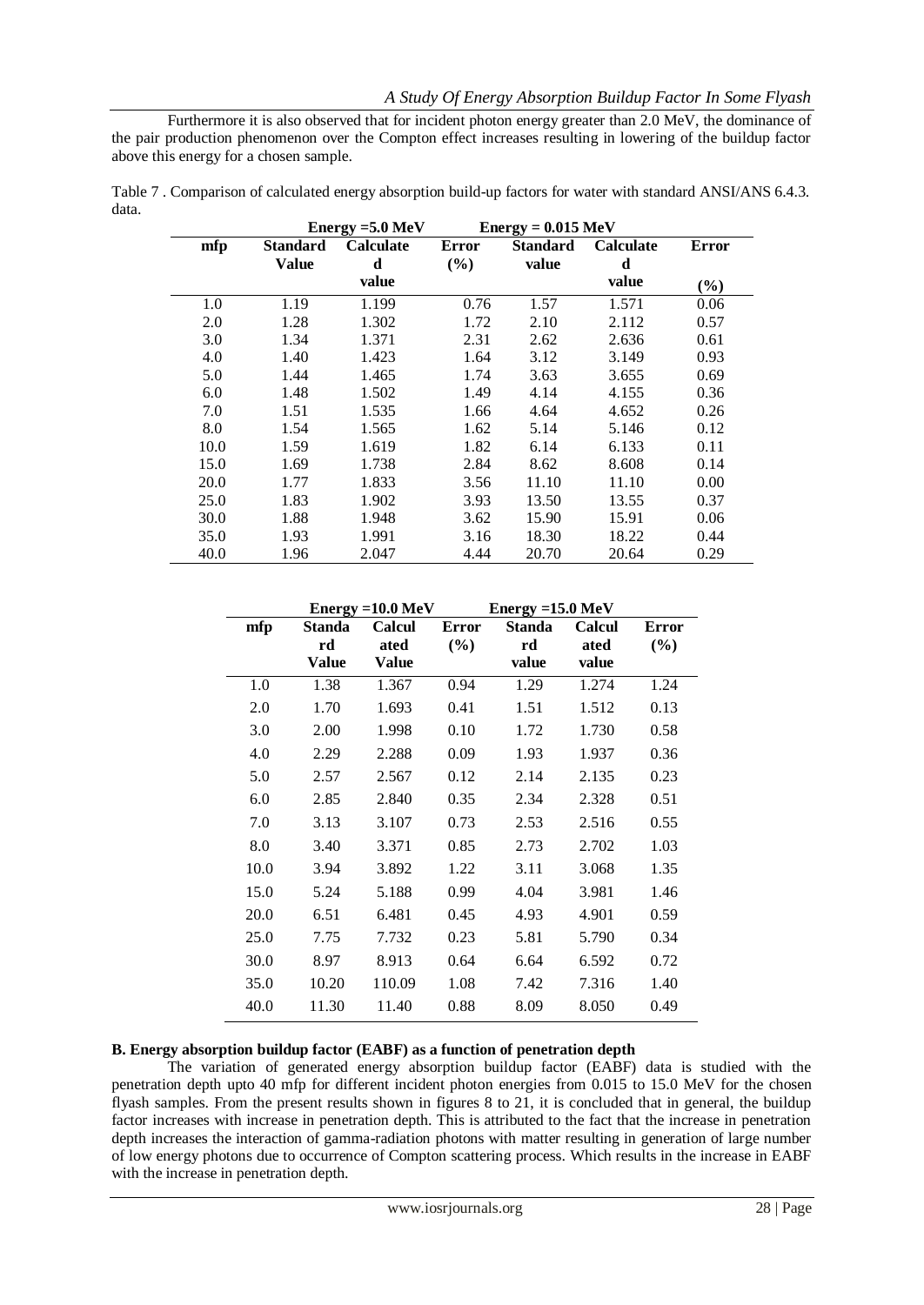Furthermore it is also observed that for incident photon energy greater than 2.0 MeV, the dominance of the pair production phenomenon over the Compton effect increases resulting in lowering of the buildup factor above this energy for a chosen sample.

Table 7 . Comparison of calculated energy absorption build-up factors for water with standard ANSI/ANS 6.4.3. data.

| | Energy =5.0 MeV | | | Energy = 0.015 MeV | | |
|---|---|---|---|---|---|---|
| mfp | Standard Value | Calculated value | Error (%) | Standard value | Calculated value | Error (%) |
| 1.0 | 1.19 | 1.199 | 0.76 | 1.57 | 1.571 | 0.06 |
| 2.0 | 1.28 | 1.302 | 1.72 | 2.10 | 2.112 | 0.57 |
| 3.0 | 1.34 | 1.371 | 2.31 | 2.62 | 2.636 | 0.61 |
| 4.0 | 1.40 | 1.423 | 1.64 | 3.12 | 3.149 | 0.93 |
| 5.0 | 1.44 | 1.465 | 1.74 | 3.63 | 3.655 | 0.69 |
| 6.0 | 1.48 | 1.502 | 1.49 | 4.14 | 4.155 | 0.36 |
| 7.0 | 1.51 | 1.535 | 1.66 | 4.64 | 4.652 | 0.26 |
| 8.0 | 1.54 | 1.565 | 1.62 | 5.14 | 5.146 | 0.12 |
| 10.0 | 1.59 | 1.619 | 1.82 | 6.14 | 6.133 | 0.11 |
| 15.0 | 1.69 | 1.738 | 2.84 | 8.62 | 8.608 | 0.14 |
| 20.0 | 1.77 | 1.833 | 3.56 | 11.10 | 11.10 | 0.00 |
| 25.0 | 1.83 | 1.902 | 3.93 | 13.50 | 13.55 | 0.37 |
| 30.0 | 1.88 | 1.948 | 3.62 | 15.90 | 15.91 | 0.06 |
| 35.0 | 1.93 | 1.991 | 3.16 | 18.30 | 18.22 | 0.44 |
| 40.0 | 1.96 | 2.047 | 4.44 | 20.70 | 20.64 | 0.29 |

| | Energy =10.0 MeV | | | Energy =15.0 MeV | | |
|---|---|---|---|---|---|---|
| mfp | Standard Value | Calculated Value | Error (%) | Standard value | Calculated value | Error (%) |
| 1.0 | 1.38 | 1.367 | 0.94 | 1.29 | 1.274 | 1.24 |
| 2.0 | 1.70 | 1.693 | 0.41 | 1.51 | 1.512 | 0.13 |
| 3.0 | 2.00 | 1.998 | 0.10 | 1.72 | 1.730 | 0.58 |
| 4.0 | 2.29 | 2.288 | 0.09 | 1.93 | 1.937 | 0.36 |
| 5.0 | 2.57 | 2.567 | 0.12 | 2.14 | 2.135 | 0.23 |
| 6.0 | 2.85 | 2.840 | 0.35 | 2.34 | 2.328 | 0.51 |
| 7.0 | 3.13 | 3.107 | 0.73 | 2.53 | 2.516 | 0.55 |
| 8.0 | 3.40 | 3.371 | 0.85 | 2.73 | 2.702 | 1.03 |
| 10.0 | 3.94 | 3.892 | 1.22 | 3.11 | 3.068 | 1.35 |
| 15.0 | 5.24 | 5.188 | 0.99 | 4.04 | 3.981 | 1.46 |
| 20.0 | 6.51 | 6.481 | 0.45 | 4.93 | 4.901 | 0.59 |
| 25.0 | 7.75 | 7.732 | 0.23 | 5.81 | 5.790 | 0.34 |
| 30.0 | 8.97 | 8.913 | 0.64 | 6.64 | 6.592 | 0.72 |
| 35.0 | 10.20 | 110.09 | 1.08 | 7.42 | 7.316 | 1.40 |
| 40.0 | 11.30 | 11.40 | 0.88 | 8.09 | 8.050 | 0.49 |

**B. Energy absorption buildup factor (EABF) as a function of penetration depth**

The variation of generated energy absorption buildup factor (EABF) data is studied with the penetration depth upto 40 mfp for different incident photon energies from 0.015 to 15.0 MeV for the chosen flyash samples. From the present results shown in figures 8 to 21, it is concluded that in general, the buildup factor increases with increase in penetration depth. This is attributed to the fact that the increase in penetration depth increases the interaction of gamma-radiation photons with matter resulting in generation of large number of low energy photons due to occurrence of Compton scattering process. Which results in the increase in EABF with the increase in penetration depth.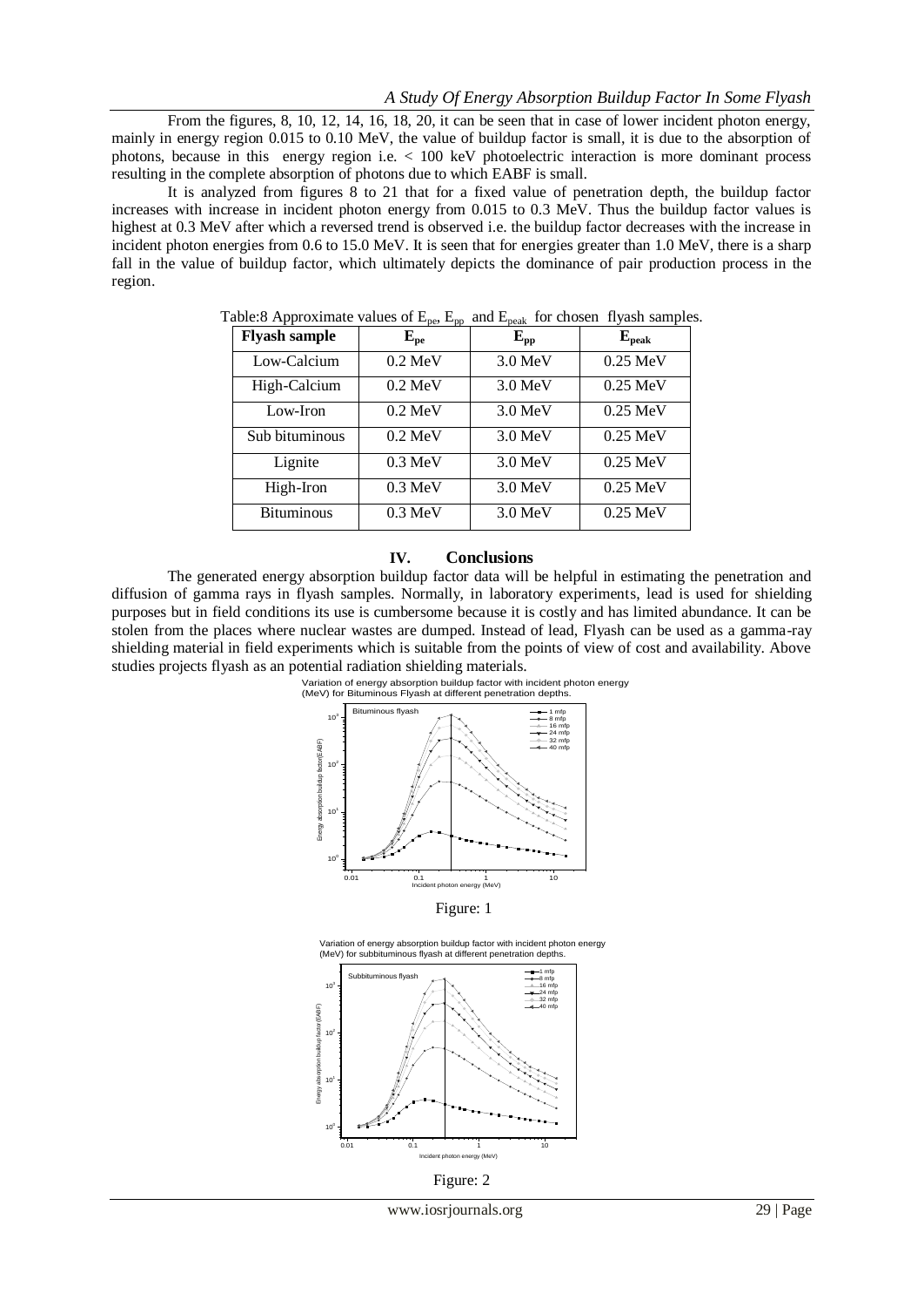From the figures, 8, 10, 12, 14, 16, 18, 20, it can be seen that in case of lower incident photon energy, mainly in energy region 0.015 to 0.10 MeV, the value of buildup factor is small, it is due to the absorption of photons, because in this energy region i.e. < 100 keV photoelectric interaction is more dominant process resulting in the complete absorption of photons due to which EABF is small.

It is analyzed from figures 8 to 21 that for a fixed value of penetration depth, the buildup factor increases with increase in incident photon energy from 0.015 to 0.3 MeV. Thus the buildup factor values is highest at 0.3 MeV after which a reversed trend is observed i.e. the buildup factor decreases with the increase in incident photon energies from 0.6 to 15.0 MeV. It is seen that for energies greater than 1.0 MeV, there is a sharp fall in the value of buildup factor, which ultimately depicts the dominance of pair production process in the region.

Table:8 Approximate values of $E_{pe}$, $E_{pp}$ and $E_{peak}$ for chosen flyash samples.

| Flyash sample | $E_{pe}$ | $E_{pp}$ | $E_{peak}$ |
|---|---|---|---|
| Low-Calcium | 0.2 MeV | 3.0 MeV | 0.25 MeV |
| High-Calcium | 0.2 MeV | 3.0 MeV | 0.25 MeV |
| Low-Iron | 0.2 MeV | 3.0 MeV | 0.25 MeV |
| Sub bituminous | 0.2 MeV | 3.0 MeV | 0.25 MeV |
| Lignite | 0.3 MeV | 3.0 MeV | 0.25 MeV |
| High-Iron | 0.3 MeV | 3.0 MeV | 0.25 MeV |
| Bituminous | 0.3 MeV | 3.0 MeV | 0.25 MeV |

## IV. Conclusions

The generated energy absorption buildup factor data will be helpful in estimating the penetration and diffusion of gamma rays in flyash samples. Normally, in laboratory experiments, lead is used for shielding purposes but in field conditions its use is cumbersome because it is costly and has limited abundance. It can be stolen from the places where nuclear wastes are dumped. Instead of lead, Flyash can be used as a gamma-ray shielding material in field experiments which is suitable from the points of view of cost and availability. Above studies projects flyash as an potential radiation shielding materials.

Variation of energy absorption buildup factor with incident photon energy (MeV) for Bituminous Flyash at different penetration depths.

Figure: 1

Variation of energy absorption buildup factor with incident photon energy (MeV) for subbituminous flyash at different penetration depths.

Figure: 2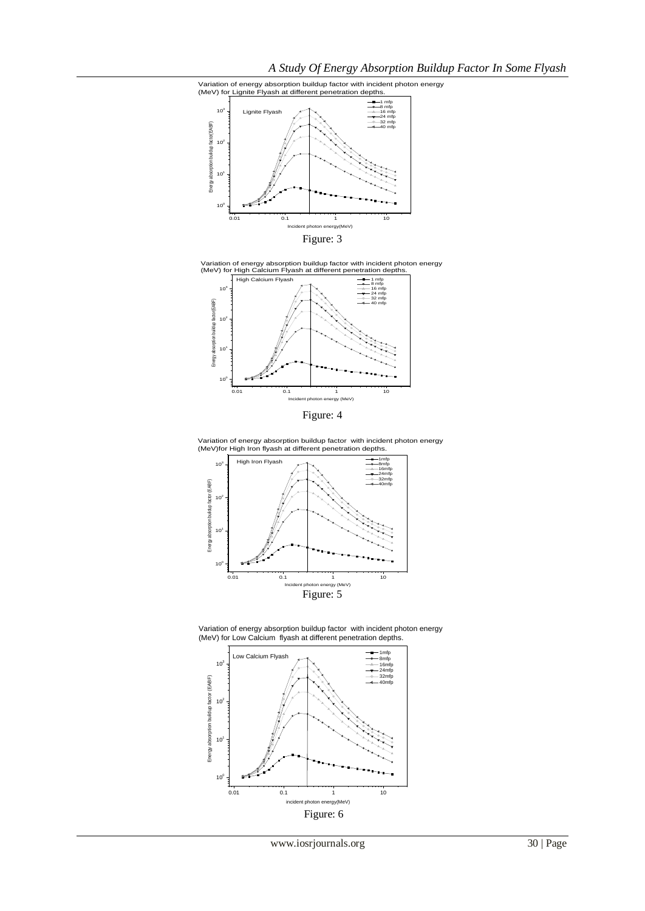Variation of energy absorption buildup factor with incident photon energy (MeV) for Lignite Flyash at different penetration depths.

Figure: 3

Variation of energy absorption buildup factor with incident photon energy (MeV) for High Calcium Flyash at different penetration depths.

Figure: 4

Variation of energy absorption buildup factor with incident photon energy (MeV)for High Iron flyash at different penetration depths.

Figure: 5

Variation of energy absorption buildup factor with incident photon energy (MeV) for Low Calcium flyash at different penetration depths.

Figure: 6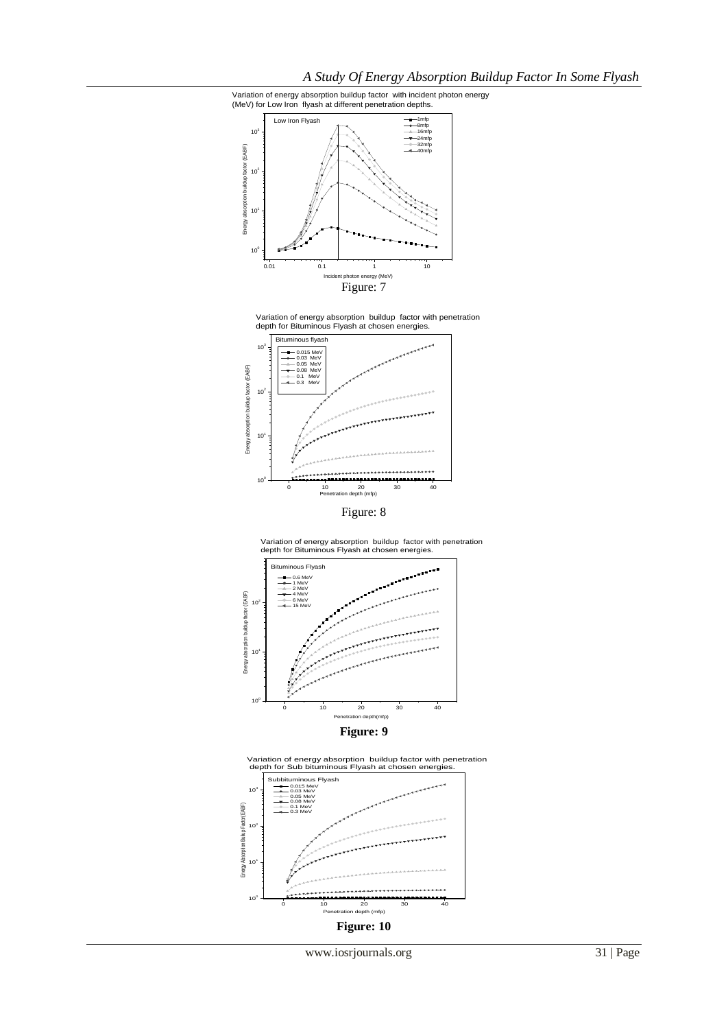Variation of energy absorption buildup factor with incident photon energy (MeV) for Low Iron flyash at different penetration depths.

Figure: 7

Variation of energy absorption buildup factor with penetration depth for Bituminous Flyash at chosen energies.

Figure: 8

Variation of energy absorption buildup factor with penetration depth for Bituminous Flyash at chosen energies.

**Figure: 9**

Variation of energy absorption buildup factor with penetration depth for Sub bituminous Flyash at chosen energies.

**Figure: 10**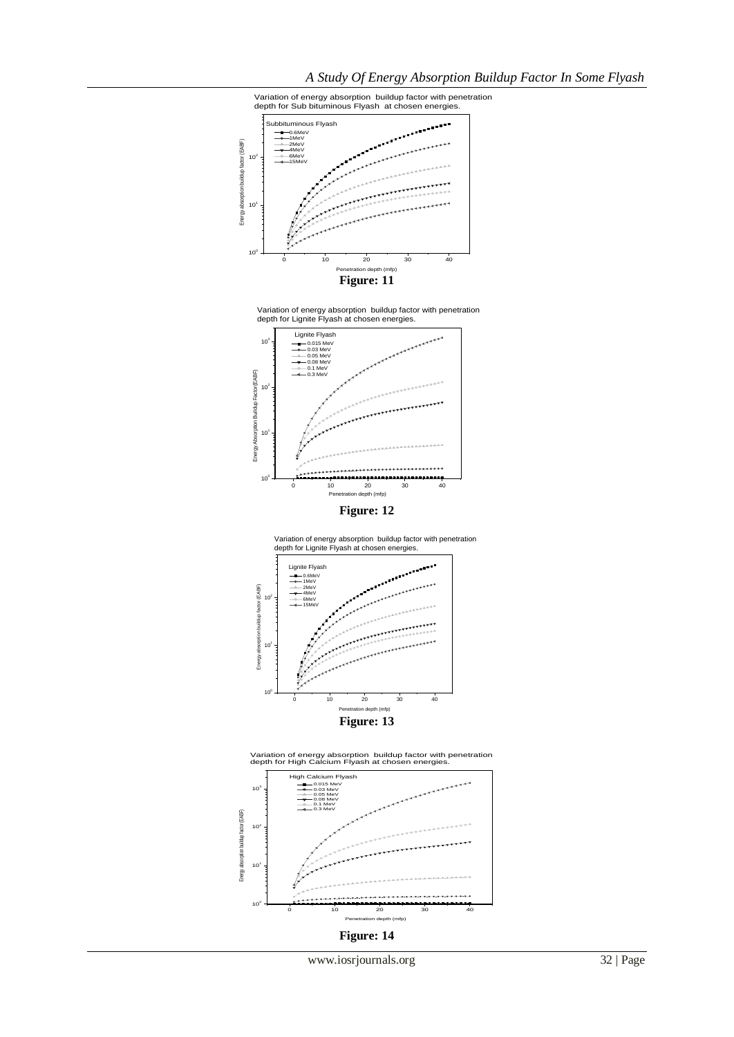Variation of energy absorption buildup factor with penetration depth for Sub bituminous Flyash at chosen energies.

**Figure: 11**

Variation of energy absorption buildup factor with penetration depth for Lignite Flyash at chosen energies.

**Figure: 12**

Variation of energy absorption buildup factor with penetration depth for Lignite Flyash at chosen energies.

**Figure: 13**

Variation of energy absorption buildup factor with penetration depth for High Calcium Flyash at chosen energies.

**Figure: 14**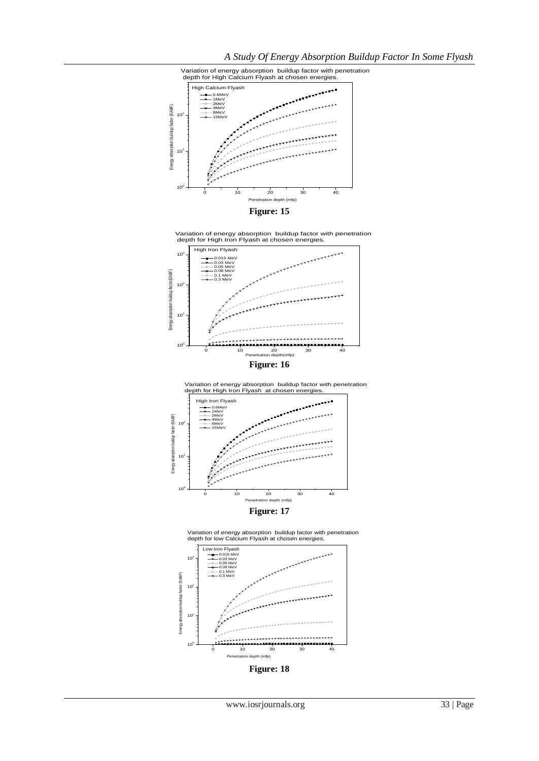Variation of energy absorption buildup factor with penetration depth for High Calcium Flyash at chosen energies.

High Calcium Flyash

- 0.6MeV
- 1MeV
- 2MeV
- 4MeV
- 6MeV
- 15MeV

Energy absorption buildup factor (EABF)

Penetration depth (mfp)

**Figure: 15**

Variation of energy absorption buildup factor with penetration depth for High Iron Flyash at chosen energies.

High Iron Flyash

- 0.015 MeV
- 0.03 MeV
- 0.05 MeV
- 0.08 MeV
- 0.1 MeV
- 0.3 MeV

Energy absorption buildup factor(EABF)

Penetration depth(mfp)

**Figure: 16**

Variation of energy absorption buildup factor with penetration depth for High Iron Flyash at chosen energies.

High Iron Flyash

- 0.6MeV
- 1MeV
- 2MeV
- 4MeV
- 6MeV
- 15MeV

Energy absorption buildup factor (EABF)

Penetration depth (mfp)

**Figure: 17**

Variation of energy absorption buildup factor with penetration depth for low Calcium Flyash at chosen energies.

Low Iron Flyash

- 0.015 MeV
- 0.03 MeV
- 0.05 MeV
- 0.08 MeV
- 0.1 MeV
- 0.3 MeV

Energy absorption buildup factor (EABF)

Penetration depth (mfp)

**Figure: 18**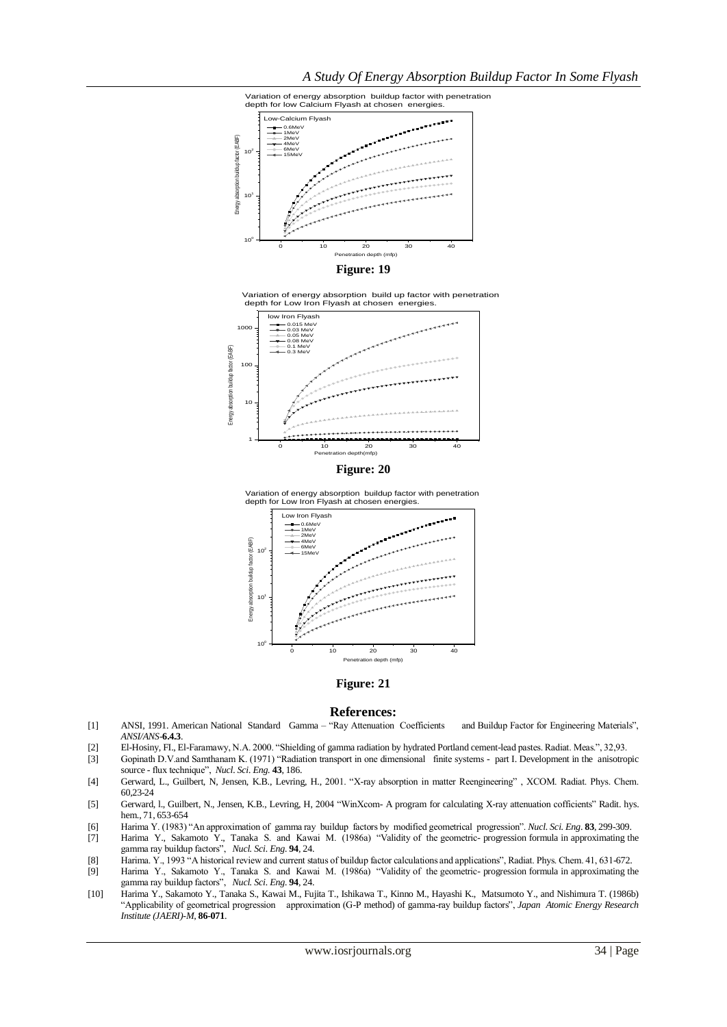Variation of energy absorption buildup factor with penetration depth for low Calcium Flyash at chosen energies.

**Figure: 19**

Variation of energy absorption build up factor with penetration depth for Low Iron Flyash at chosen energies.

**Figure: 20**

Variation of energy absorption buildup factor with penetration depth for Low Iron Flyash at chosen energies.

**Figure: 21**

## References:

[1] ANSI, 1991. American National Standard Gamma – "Ray Attenuation Coefficients and Buildup Factor for Engineering Materials", *ANSI/ANS*-**6.4.3**.

[2] El-Hosiny, FI., El-Faramawy, N.A. 2000. "Shielding of gamma radiation by hydrated Portland cement-lead pastes. Radiat. Meas.", 32,93.

[3] Gopinath D.V.and Samthanam K. (1971) "Radiation transport in one dimensional finite systems - part I. Development in the anisotropic source - flux technique", *Nucl. Sci. Eng.* **43**, 186.

[4] Gerward, L., Guilbert, N, Jensen, K.B., Levring, H., 2001. "X-ray absorption in matter Reengineering" , XCOM. Radiat. Phys. Chem. 60,23-24

[5] Gerward, l., Guilbert, N., Jensen, K.B., Levring, H, 2004 "WinXcom- A program for calculating X-ray attenuation cofficients" Radit. hys. hem., 71, 653-654

[6] Harima Y. (1983) "An approximation of gamma ray buildup factors by modified geometrical progression". *Nucl. Sci. Eng*. **83**, 299-309.

[7] Harima Y., Sakamoto Y., Tanaka S. and Kawai M. (1986a) "Validity of the geometric- progression formula in approximating the gamma ray buildup factors", *Nucl. Sci. Eng.* **94**, 24.

[8] Harima. Y., 1993 "A historical review and current status of buildup factor calculations and applications", Radiat. Phys. Chem. 41, 631-672.

[9] Harima Y., Sakamoto Y., Tanaka S. and Kawai M. (1986a) "Validity of the geometric- progression formula in approximating the gamma ray buildup factors", *Nucl. Sci. Eng.* **94**, 24.

[10] Harima Y., Sakamoto Y., Tanaka S., Kawai M., Fujita T., Ishikawa T., Kinno M., Hayashi K., Matsumoto Y., and Nishimura T. (1986b) "Applicability of geometrical progression approximation (G-P method) of gamma-ray buildup factors", *Japan Atomic Energy Research Institute (JAERI)-M*, **86-071**.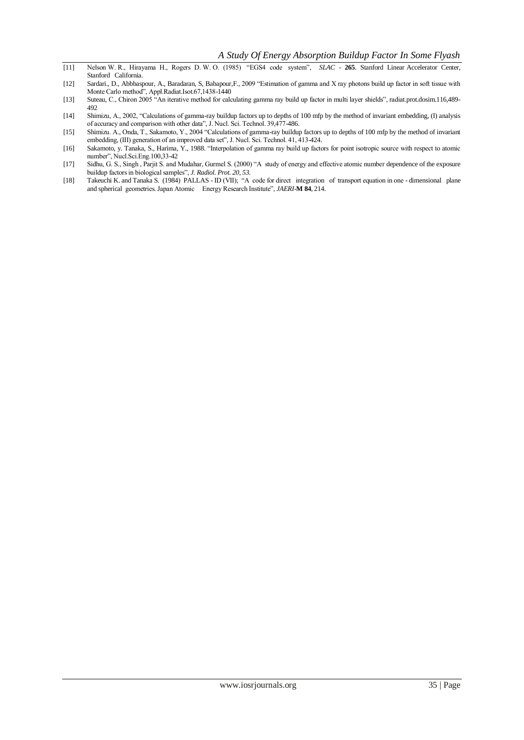[11] Nelson W. R., Hirayama H., Rogers D. W. O. (1985) "EGS4 code system", *SLAC* - **265**. Stanford Linear Accelerator Center, Stanford California.

[12] Sardari., D., Abbbaspour, A., Baradaran, S, Babapour,F., 2009 "Estimation of gamma and X ray photons build up factor in soft tissue with Monte Carlo method", Appl.Radiat.Isot.67,1438-1440

[13] Suteau, C., Chiron 2005 "An iterative method for calculating gamma ray build up factor in multi layer shields", radiat.prot.dosim.116,489-492

[14] Shimizu, A., 2002, "Calculations of gamma-ray buildup factors up to depths of 100 mfp by the method of invariant embedding, (I) analysis of accuracy and comparison with other data", J. Nucl. Sci. Technol. 39,477-486.

[15] Shimizu. A., Onda, T., Sakamoto, Y., 2004 "Calculations of gamma-ray buildup factors up to depths of 100 mfp by the method of invariant embedding, (III) generation of an improved data set", J. Nucl. Sci. Technol. 41, 413-424.

[16] Sakamoto, y. Tanaka, S., Harima, Y., 1988. "Interpolation of gamma ray build up factors for point isotropic source with respect to atomic number", Nucl.Sci.Eng.100,33-42

[17] Sidhu, G. S., Singh , Parjit S. and Mudahar, Gurmel S. (2000) "A study of energy and effective atomic number dependence of the exposure buildup factors in biological samples", *J. Radiol. Prot. 20, 53.*

[18] Takeuchi K. and Tanaka S. (1984) PALLAS - ID (VII); "A code for direct integration of transport equation in one - dimensional plane and spherical geometries. Japan Atomic Energy Research Institute", *JAERI*-**M 84**, 214.